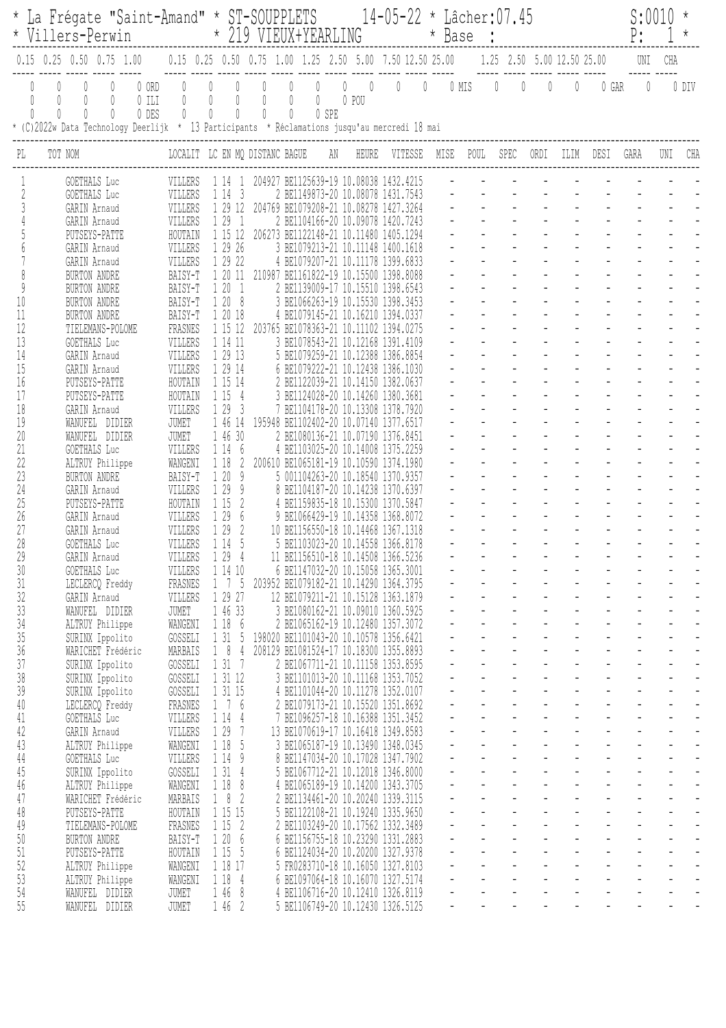\* La Frégate "Saint-Amand" \* ST-SOUPPLETS 14-05-22 \* Lâcher:07.45 S:0010 \*
\* Villers-Perwin \* 219 VIEUX+YEARLING \* Base : P: 1 \*

| 0.15 | 0.25 | 0.50 | 0.75 | 1.00 | | 0.15 | 0.25 | 0.50 | 0.75 | 1.00 | 1.25 | 2.50 | 5.00 | 7.50 | 12.50 | 25.00 | | 1.25 | 2.50 | 5.00 | 12.50 | 25.00 | | UNI | CHA | |
|---|---|---|---|---|---|---|---|---|---|---|---|---|---|---|---|---|---|---|---|---|---|---|---|---|---|---|
| 0 | 0 | 0 | 0 | 0 | ORD | 0 | 0 | 0 | 0 | 0 | 0 | 0 | 0 | 0 | 0 | 0 | MIS | 0 | 0 | 0 | 0 | 0 | GAR | 0 | 0 | DIV |
| 0 | 0 | 0 | 0 | 0 | ILI | 0 | 0 | 0 | 0 | 0 | 0 | 0 | POU | | | | | | | | | | | | | |
| 0 | 0 | 0 | 0 | 0 | DES | 0 | 0 | 0 | 0 | 0 | 0 | SPE | | | | | | | | | | | | | | |

\* (C)2022w Data Technology Deerlijk \* 13 Participants \* Réclamations jusqu'au mercredi 18 mai

| PL | TOT NOM | LOCALIT | LC | EN | MQ | DISTANC | BAGUE AN | HEURE | VITESSE | MISE | POUL | SPEC | ORDI | ILIM | DESI | GARA | UNI | CHA |
|---|---|---|---|---|---|---|---|---|---|---|---|---|---|---|---|---|---|---|
| 1 | GOETHALS Luc | VILLERS | 1 | 14 | 1 | 204927 | BE1125639-19 | 10.08038 | 1432.4215 | - | - | - | - | - | - | - | - | - |
| 2 | GOETHALS Luc | VILLERS | 1 | 14 | 3 | 2 | BE1149873-20 | 10.08078 | 1431.7543 | - | - | - | - | - | - | - | - | - |
| 3 | GARIN Arnaud | VILLERS | 1 | 29 | 12 | 204769 | BE1079208-21 | 10.08278 | 1427.3264 | - | - | - | - | - | - | - | - | - |
| 4 | GARIN Arnaud | VILLERS | 1 | 29 | 1 | 2 | BE1104166-20 | 10.09078 | 1420.7243 | - | - | - | - | - | - | - | - | - |
| 5 | PUTSEYS-PATTE | HOUTAIN | 1 | 15 | 12 | 206273 | BE1122148-21 | 10.11480 | 1405.1294 | - | - | - | - | - | - | - | - | - |
| 6 | GARIN Arnaud | VILLERS | 1 | 29 | 26 | 3 | BE1079213-21 | 10.11148 | 1400.1618 | - | - | - | - | - | - | - | - | - |
| 7 | GARIN Arnaud | VILLERS | 1 | 29 | 22 | 4 | BE1079207-21 | 10.11178 | 1399.6833 | - | - | - | - | - | - | - | - | - |
| 8 | BURTON ANDRE | BAISY-T | 1 | 20 | 11 | 210987 | BE1161822-19 | 10.15500 | 1398.8088 | - | - | - | - | - | - | - | - | - |
| 9 | BURTON ANDRE | BAISY-T | 1 | 20 | 1 | 2 | BE1139009-17 | 10.15510 | 1398.6543 | - | - | - | - | - | - | - | - | - |
| 10 | BURTON ANDRE | BAISY-T | 1 | 20 | 8 | 3 | BE1066263-19 | 10.15530 | 1398.3453 | - | - | - | - | - | - | - | - | - |
| 11 | BURTON ANDRE | BAISY-T | 1 | 20 | 18 | 4 | BE1079145-21 | 10.16210 | 1394.0337 | - | - | - | - | - | - | - | - | - |
| 12 | TIELEMANS-POLOME | FRASNES | 1 | 15 | 12 | 203765 | BE1078363-21 | 10.11102 | 1394.0275 | - | - | - | - | - | - | - | - | - |
| 13 | GOETHALS Luc | VILLERS | 1 | 14 | 11 | 3 | BE1078543-21 | 10.12168 | 1391.4109 | - | - | - | - | - | - | - | - | - |
| 14 | GARIN Arnaud | VILLERS | 1 | 29 | 13 | 5 | BE1079259-21 | 10.12388 | 1386.8854 | - | - | - | - | - | - | - | - | - |
| 15 | GARIN Arnaud | VILLERS | 1 | 29 | 14 | 6 | BE1079222-21 | 10.12438 | 1386.1030 | - | - | - | - | - | - | - | - | - |
| 16 | PUTSEYS-PATTE | HOUTAIN | 1 | 15 | 14 | 2 | BE1122039-21 | 10.14150 | 1382.0637 | - | - | - | - | - | - | - | - | - |
| 17 | PUTSEYS-PATTE | HOUTAIN | 1 | 15 | 4 | 3 | BE1124028-20 | 10.14260 | 1380.3681 | - | - | - | - | - | - | - | - | - |
| 18 | GARIN Arnaud | VILLERS | 1 | 29 | 3 | 7 | BE1104178-20 | 10.13308 | 1378.7920 | - | - | - | - | - | - | - | - | - |
| 19 | WANUFEL DIDIER | JUMET | 1 | 46 | 14 | 195948 | BE1102402-20 | 10.07140 | 1377.6517 | - | - | - | - | - | - | - | - | - |
| 20 | WANUFEL DIDIER | JUMET | 1 | 46 | 30 | 2 | BE1080136-21 | 10.07190 | 1376.8451 | - | - | - | - | - | - | - | - | - |
| 21 | GOETHALS Luc | VILLERS | 1 | 14 | 6 | 4 | BE1103025-20 | 10.14008 | 1375.2259 | - | - | - | - | - | - | - | - | - |
| 22 | ALTRUY Philippe | WANGENI | 1 | 18 | 2 | 200610 | BE1065181-19 | 10.10590 | 1374.1980 | - | - | - | - | - | - | - | - | - |
| 23 | BURTON ANDRE | BAISY-T | 1 | 20 | 9 | 5 | 001104263-20 | 10.18540 | 1370.9357 | - | - | - | - | - | - | - | - | - |
| 24 | GARIN Arnaud | VILLERS | 1 | 29 | 9 | 8 | BE1104187-20 | 10.14238 | 1370.6397 | - | - | - | - | - | - | - | - | - |
| 25 | PUTSEYS-PATTE | HOUTAIN | 1 | 15 | 2 | 4 | BE1159835-18 | 10.15300 | 1370.5847 | - | - | - | - | - | - | - | - | - |
| 26 | GARIN Arnaud | VILLERS | 1 | 29 | 6 | 9 | BE1066429-19 | 10.14358 | 1368.8072 | - | - | - | - | - | - | - | - | - |
| 27 | GARIN Arnaud | VILLERS | 1 | 29 | 2 | 10 | BE1156550-18 | 10.14468 | 1367.1318 | - | - | - | - | - | - | - | - | - |
| 28 | GOETHALS Luc | VILLERS | 1 | 14 | 5 | 5 | BE1103023-20 | 10.14558 | 1366.8178 | - | - | - | - | - | - | - | - | - |
| 29 | GARIN Arnaud | VILLERS | 1 | 29 | 4 | 11 | BE1156510-18 | 10.14508 | 1366.5236 | - | - | - | - | - | - | - | - | - |
| 30 | GOETHALS Luc | VILLERS | 1 | 14 | 10 | 6 | BE1147032-20 | 10.15058 | 1365.3001 | - | - | - | - | - | - | - | - | - |
| 31 | LECLERCQ Freddy | FRASNES | 1 | 7 | 5 | 203952 | BE1079182-21 | 10.14290 | 1364.3795 | - | - | - | - | - | - | - | - | - |
| 32 | GARIN Arnaud | VILLERS | 1 | 29 | 27 | 12 | BE1079211-21 | 10.15128 | 1363.1879 | - | - | - | - | - | - | - | - | - |
| 33 | WANUFEL DIDIER | JUMET | 1 | 46 | 33 | 3 | BE1080162-21 | 10.09010 | 1360.5925 | - | - | - | - | - | - | - | - | - |
| 34 | ALTRUY Philippe | WANGENI | 1 | 18 | 6 | 2 | BE1065162-19 | 10.12480 | 1357.3072 | - | - | - | - | - | - | - | - | - |
| 35 | SURINX Ippolito | GOSSELI | 1 | 31 | 5 | 198020 | BE1101043-20 | 10.10578 | 1356.6421 | - | - | - | - | - | - | - | - | - |
| 36 | WARICHET Frédéric | MARBAIS | 1 | 8 | 4 | 208129 | BE1081524-17 | 10.18300 | 1355.8893 | - | - | - | - | - | - | - | - | - |
| 37 | SURINX Ippolito | GOSSELI | 1 | 31 | 7 | 2 | BE1067711-21 | 10.11158 | 1353.8595 | - | - | - | - | - | - | - | - | - |
| 38 | SURINX Ippolito | GOSSELI | 1 | 31 | 12 | 3 | BE1101013-20 | 10.11168 | 1353.7052 | - | - | - | - | - | - | - | - | - |
| 39 | SURINX Ippolito | GOSSELI | 1 | 31 | 15 | 4 | BE1101044-20 | 10.11278 | 1352.0107 | - | - | - | - | - | - | - | - | - |
| 40 | LECLERCQ Freddy | FRASNES | 1 | 7 | 6 | 2 | BE1079173-21 | 10.15520 | 1351.8692 | - | - | - | - | - | - | - | - | - |
| 41 | GOETHALS Luc | VILLERS | 1 | 14 | 4 | 7 | BE1096257-18 | 10.16388 | 1351.3452 | - | - | - | - | - | - | - | - | - |
| 42 | GARIN Arnaud | VILLERS | 1 | 29 | 7 | 13 | BE1070619-17 | 10.16418 | 1349.8583 | - | - | - | - | - | - | - | - | - |
| 43 | ALTRUY Philippe | WANGENI | 1 | 18 | 5 | 3 | BE1065187-19 | 10.13490 | 1348.0345 | - | - | - | - | - | - | - | - | - |
| 44 | GOETHALS Luc | VILLERS | 1 | 14 | 9 | 8 | BE1147034-20 | 10.17028 | 1347.7902 | - | - | - | - | - | - | - | - | - |
| 45 | SURINX Ippolito | GOSSELI | 1 | 31 | 4 | 5 | BE1067712-21 | 10.12018 | 1346.8000 | - | - | - | - | - | - | - | - | - |
| 46 | ALTRUY Philippe | WANGENI | 1 | 18 | 8 | 4 | BE1065189-19 | 10.14200 | 1343.3705 | - | - | - | - | - | - | - | - | - |
| 47 | WARICHET Frédéric | MARBAIS | 1 | 8 | 2 | 2 | BE1134461-20 | 10.20240 | 1339.3115 | - | - | - | - | - | - | - | - | - |
| 48 | PUTSEYS-PATTE | HOUTAIN | 1 | 15 | 15 | 5 | BE1122108-21 | 10.19240 | 1335.9650 | - | - | - | - | - | - | - | - | - |
| 49 | TIELEMANS-POLOME | FRASNES | 1 | 15 | 2 | 2 | BE1103249-20 | 10.17562 | 1332.3489 | - | - | - | - | - | - | - | - | - |
| 50 | BURTON ANDRE | BAISY-T | 1 | 20 | 6 | 6 | BE1156755-18 | 10.23290 | 1331.2883 | - | - | - | - | - | - | - | - | - |
| 51 | PUTSEYS-PATTE | HOUTAIN | 1 | 15 | 5 | 6 | BE1124034-20 | 10.20200 | 1327.9378 | - | - | - | - | - | - | - | - | - |
| 52 | ALTRUY Philippe | WANGENI | 1 | 18 | 17 | 5 | FR0283710-18 | 10.16050 | 1327.8103 | - | - | - | - | - | - | - | - | - |
| 53 | ALTRUY Philippe | WANGENI | 1 | 18 | 4 | 6 | BE1097064-18 | 10.16070 | 1327.5174 | - | - | - | - | - | - | - | - | - |
| 54 | WANUFEL DIDIER | JUMET | 1 | 46 | 8 | 4 | BE1106716-20 | 10.12410 | 1326.8119 | - | - | - | - | - | - | - | - | - |
| 55 | WANUFEL DIDIER | JUMET | 1 | 46 | 2 | 5 | BE1106749-20 | 10.12430 | 1326.5125 | - | - | - | - | - | - | - | - | - |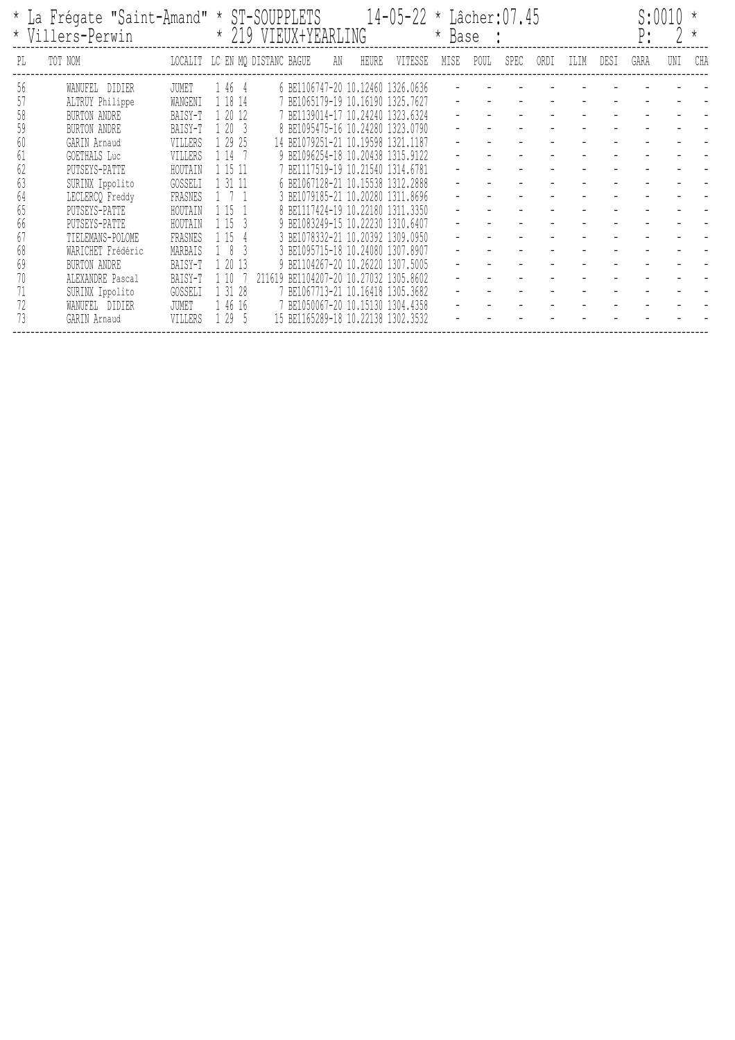\* La Frégate "Saint-Amand" \* ST-SOUPPLETS 14-05-22 \* Lâcher:07.45 S:0010 \*
\* Villers-Perwin \* 219 VIEUX+YEARLING \* Base : P: 2 \*

| PL | TOT NOM | LOCALIT | LC | EN | MQ | DISTANC | BAGUE | AN | HEURE | VITESSE | MISE | POUL | SPEC | ORDI | ILIM | DESI | GARA | UNI | CHA |
|---|---|---|---|---|---|---|---|---|---|---|---|---|---|---|---|---|---|---|---|
| 56 | WANUFEL DIDIER | JUMET | 1 | 46 | 4 | | 6 BE1106747-20 | | 10.12460 | 1326.0636 | - | - | - | - | - | - | - | - | - |
| 57 | ALTRUY Philippe | WANGENI | 1 | 18 | 14 | | 7 BE1065179-19 | | 10.16190 | 1325.7627 | - | - | - | - | - | - | - | - | - |
| 58 | BURTON ANDRE | BAISY-T | 1 | 20 | 12 | | 7 BE1139014-17 | | 10.24240 | 1323.6324 | - | - | - | - | - | - | - | - | - |
| 59 | BURTON ANDRE | BAISY-T | 1 | 20 | 3 | | 8 BE1095475-16 | | 10.24280 | 1323.0790 | - | - | - | - | - | - | - | - | - |
| 60 | GARIN Arnaud | VILLERS | 1 | 29 | 25 | | 14 BE1079251-21 | | 10.19598 | 1321.1187 | - | - | - | - | - | - | - | - | - |
| 61 | GOETHALS Luc | VILLERS | 1 | 14 | 7 | | 9 BE1096254-18 | | 10.20438 | 1315.9122 | - | - | - | - | - | - | - | - | - |
| 62 | PUTSEYS-PATTE | HOUTAIN | 1 | 15 | 11 | | 7 BE1117519-19 | | 10.21540 | 1314.6781 | - | - | - | - | - | - | - | - | - |
| 63 | SURINX Ippolito | GOSSELI | 1 | 31 | 11 | | 6 BE1067128-21 | | 10.15538 | 1312.2888 | - | - | - | - | - | - | - | - | - |
| 64 | LECLERCQ Freddy | FRASNES | 1 | 7 | 1 | | 3 BE1079185-21 | | 10.20280 | 1311.8696 | - | - | - | - | - | - | - | - | - |
| 65 | PUTSEYS-PATTE | HOUTAIN | 1 | 15 | 1 | | 8 BE1117424-19 | | 10.22180 | 1311.3350 | - | - | - | - | - | - | - | - | - |
| 66 | PUTSEYS-PATTE | HOUTAIN | 1 | 15 | 3 | | 9 BE1083249-15 | | 10.22230 | 1310.6407 | - | - | - | - | - | - | - | - | - |
| 67 | TIELEMANS-POLOME | FRASNES | 1 | 15 | 4 | | 3 BE1078332-21 | | 10.20392 | 1309.0950 | - | - | - | - | - | - | - | - | - |
| 68 | WARICHET Frédéric | MARBAIS | 1 | 8 | 3 | | 3 BE1095715-18 | | 10.24080 | 1307.8907 | - | - | - | - | - | - | - | - | - |
| 69 | BURTON ANDRE | BAISY-T | 1 | 20 | 13 | | 9 BE1104267-20 | | 10.26220 | 1307.5005 | - | - | - | - | - | - | - | - | - |
| 70 | ALEXANDRE Pascal | BAISY-T | 1 | 10 | 7 | 211619 | BE1104207-20 | | 10.27032 | 1305.8602 | - | - | - | - | - | - | - | - | - |
| 71 | SURINX Ippolito | GOSSELI | 1 | 31 | 28 | | 7 BE1067713-21 | | 10.16418 | 1305.3682 | - | - | - | - | - | - | - | - | - |
| 72 | WANUFEL DIDIER | JUMET | 1 | 46 | 16 | | 7 BE1050067-20 | | 10.15130 | 1304.4358 | - | - | - | - | - | - | - | - | - |
| 73 | GARIN Arnaud | VILLERS | 1 | 29 | 5 | | 15 BE1165289-18 | | 10.22138 | 1302.3532 | - | - | - | - | - | - | - | - | - |